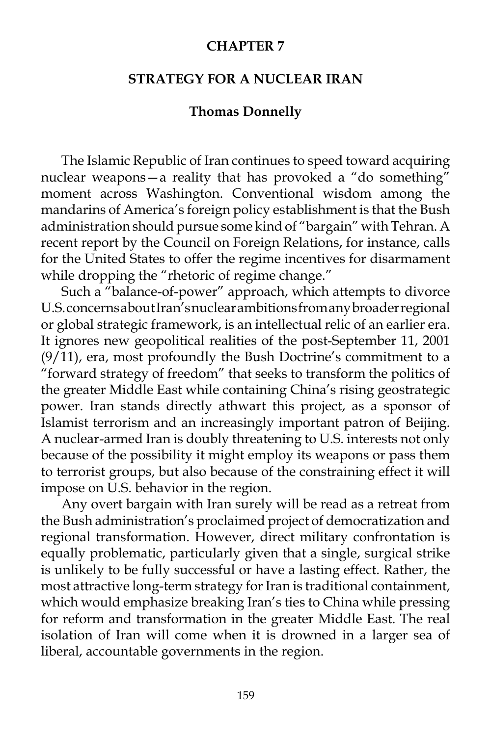# CHAPTER 7

## STRATEGY FOR A NUCLEAR IRAN

### Thomas Donnelly

The Islamic Republic of Iran continues to speed toward acquiring nuclear weapons—a reality that has provoked a "do something" moment across Washington. Conventional wisdom among the mandarins of America's foreign policy establishment is that the Bush administration should pursue some kind of "bargain" with Tehran. A recent report by the Council on Foreign Relations, for instance, calls for the United States to offer the regime incentives for disarmament while dropping the "rhetoric of regime change."

Such a "balance-of-power" approach, which attempts to divorce U.S. concerns about Iran's nuclear ambitions from any broader regional or global strategic framework, is an intellectual relic of an earlier era. It ignores new geopolitical realities of the post-September 11, 2001 (9/11), era, most profoundly the Bush Doctrine's commitment to a "forward strategy of freedom" that seeks to transform the politics of the greater Middle East while containing China's rising geostrategic power. Iran stands directly athwart this project, as a sponsor of Islamist terrorism and an increasingly important patron of Beijing. A nuclear-armed Iran is doubly threatening to U.S. interests not only because of the possibility it might employ its weapons or pass them to terrorist groups, but also because of the constraining effect it will impose on U.S. behavior in the region.

Any overt bargain with Iran surely will be read as a retreat from the Bush administration's proclaimed project of democratization and regional transformation. However, direct military confrontation is equally problematic, particularly given that a single, surgical strike is unlikely to be fully successful or have a lasting effect. Rather, the most attractive long-term strategy for Iran is traditional containment, which would emphasize breaking Iran's ties to China while pressing for reform and transformation in the greater Middle East. The real isolation of Iran will come when it is drowned in a larger sea of liberal, accountable governments in the region.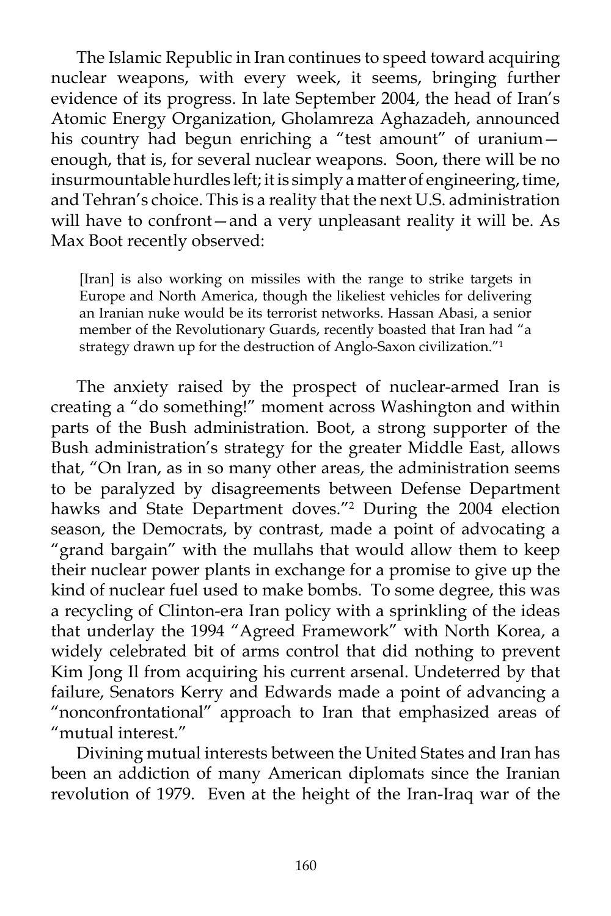The Islamic Republic in Iran continues to speed toward acquiring nuclear weapons, with every week, it seems, bringing further evidence of its progress. In late September 2004, the head of Iran's Atomic Energy Organization, Gholamreza Aghazadeh, announced his country had begun enriching a "test amount" of uranium—enough, that is, for several nuclear weapons. Soon, there will be no insurmountable hurdles left; it is simply a matter of engineering, time, and Tehran's choice. This is a reality that the next U.S. administration will have to confront—and a very unpleasant reality it will be. As Max Boot recently observed:

> [Iran] is also working on missiles with the range to strike targets in Europe and North America, though the likeliest vehicles for delivering an Iranian nuke would be its terrorist networks. Hassan Abasi, a senior member of the Revolutionary Guards, recently boasted that Iran had "a strategy drawn up for the destruction of Anglo-Saxon civilization."[1]

The anxiety raised by the prospect of nuclear-armed Iran is creating a "do something!" moment across Washington and within parts of the Bush administration. Boot, a strong supporter of the Bush administration's strategy for the greater Middle East, allows that, "On Iran, as in so many other areas, the administration seems to be paralyzed by disagreements between Defense Department hawks and State Department doves."[2] During the 2004 election season, the Democrats, by contrast, made a point of advocating a "grand bargain" with the mullahs that would allow them to keep their nuclear power plants in exchange for a promise to give up the kind of nuclear fuel used to make bombs. To some degree, this was a recycling of Clinton-era Iran policy with a sprinkling of the ideas that underlay the 1994 "Agreed Framework" with North Korea, a widely celebrated bit of arms control that did nothing to prevent Kim Jong Il from acquiring his current arsenal. Undeterred by that failure, Senators Kerry and Edwards made a point of advancing a "nonconfrontational" approach to Iran that emphasized areas of "mutual interest."

Divining mutual interests between the United States and Iran has been an addiction of many American diplomats since the Iranian revolution of 1979. Even at the height of the Iran-Iraq war of the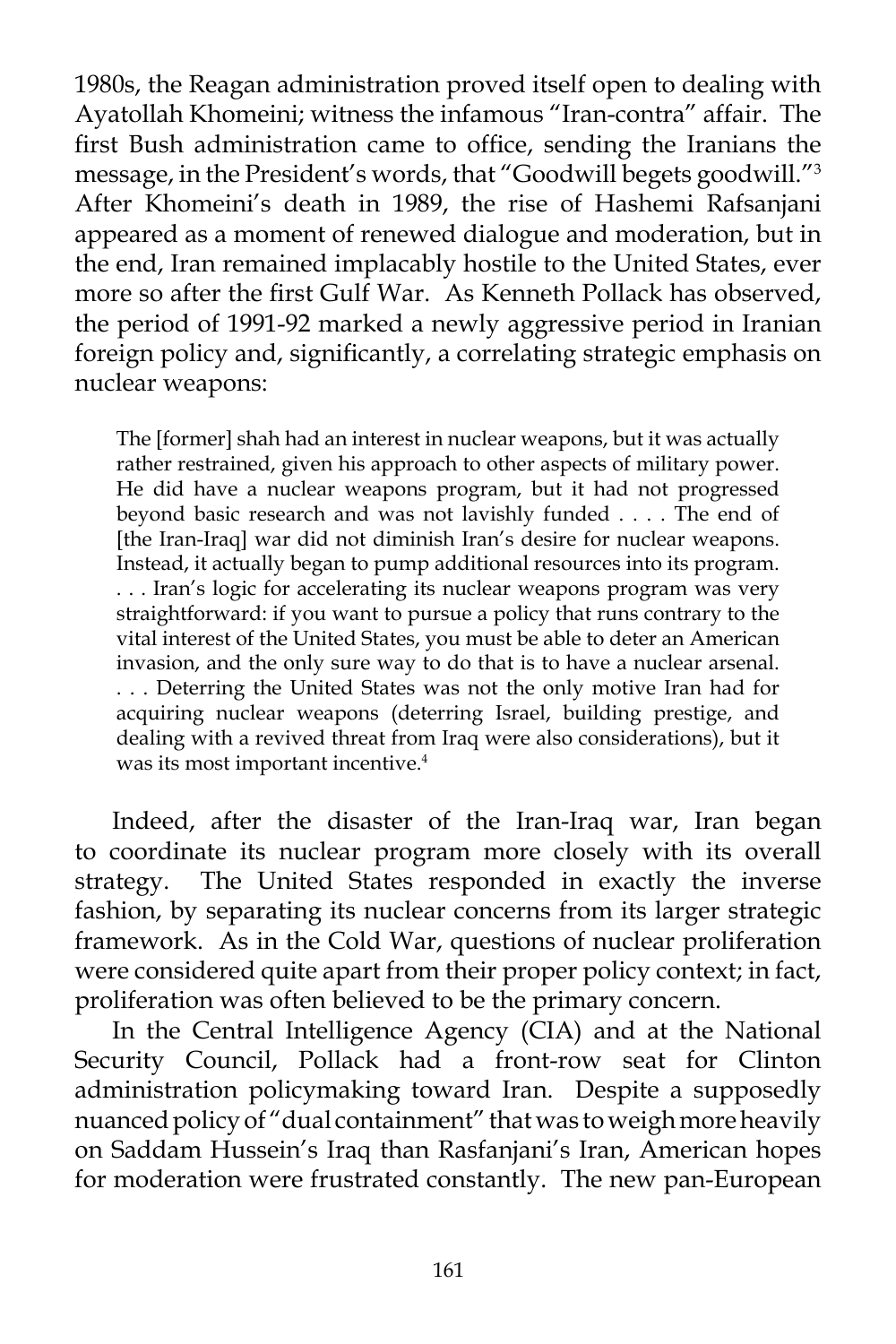1980s, the Reagan administration proved itself open to dealing with Ayatollah Khomeini; witness the infamous "Iran-contra" affair. The first Bush administration came to office, sending the Iranians the message, in the President's words, that "Goodwill begets goodwill."[3] After Khomeini's death in 1989, the rise of Hashemi Rafsanjani appeared as a moment of renewed dialogue and moderation, but in the end, Iran remained implacably hostile to the United States, ever more so after the first Gulf War. As Kenneth Pollack has observed, the period of 1991-92 marked a newly aggressive period in Iranian foreign policy and, significantly, a correlating strategic emphasis on nuclear weapons:

> The [former] shah had an interest in nuclear weapons, but it was actually rather restrained, given his approach to other aspects of military power. He did have a nuclear weapons program, but it had not progressed beyond basic research and was not lavishly funded . . . . The end of [the Iran-Iraq] war did not diminish Iran's desire for nuclear weapons. Instead, it actually began to pump additional resources into its program. . . . Iran's logic for accelerating its nuclear weapons program was very straightforward: if you want to pursue a policy that runs contrary to the vital interest of the United States, you must be able to deter an American invasion, and the only sure way to do that is to have a nuclear arsenal. . . . Deterring the United States was not the only motive Iran had for acquiring nuclear weapons (deterring Israel, building prestige, and dealing with a revived threat from Iraq were also considerations), but it was its most important incentive.[4]

Indeed, after the disaster of the Iran-Iraq war, Iran began to coordinate its nuclear program more closely with its overall strategy. The United States responded in exactly the inverse fashion, by separating its nuclear concerns from its larger strategic framework. As in the Cold War, questions of nuclear proliferation were considered quite apart from their proper policy context; in fact, proliferation was often believed to be the primary concern.

In the Central Intelligence Agency (CIA) and at the National Security Council, Pollack had a front-row seat for Clinton administration policymaking toward Iran. Despite a supposedly nuanced policy of "dual containment" that was to weigh more heavily on Saddam Hussein's Iraq than Rasfanjani's Iran, American hopes for moderation were frustrated constantly. The new pan-European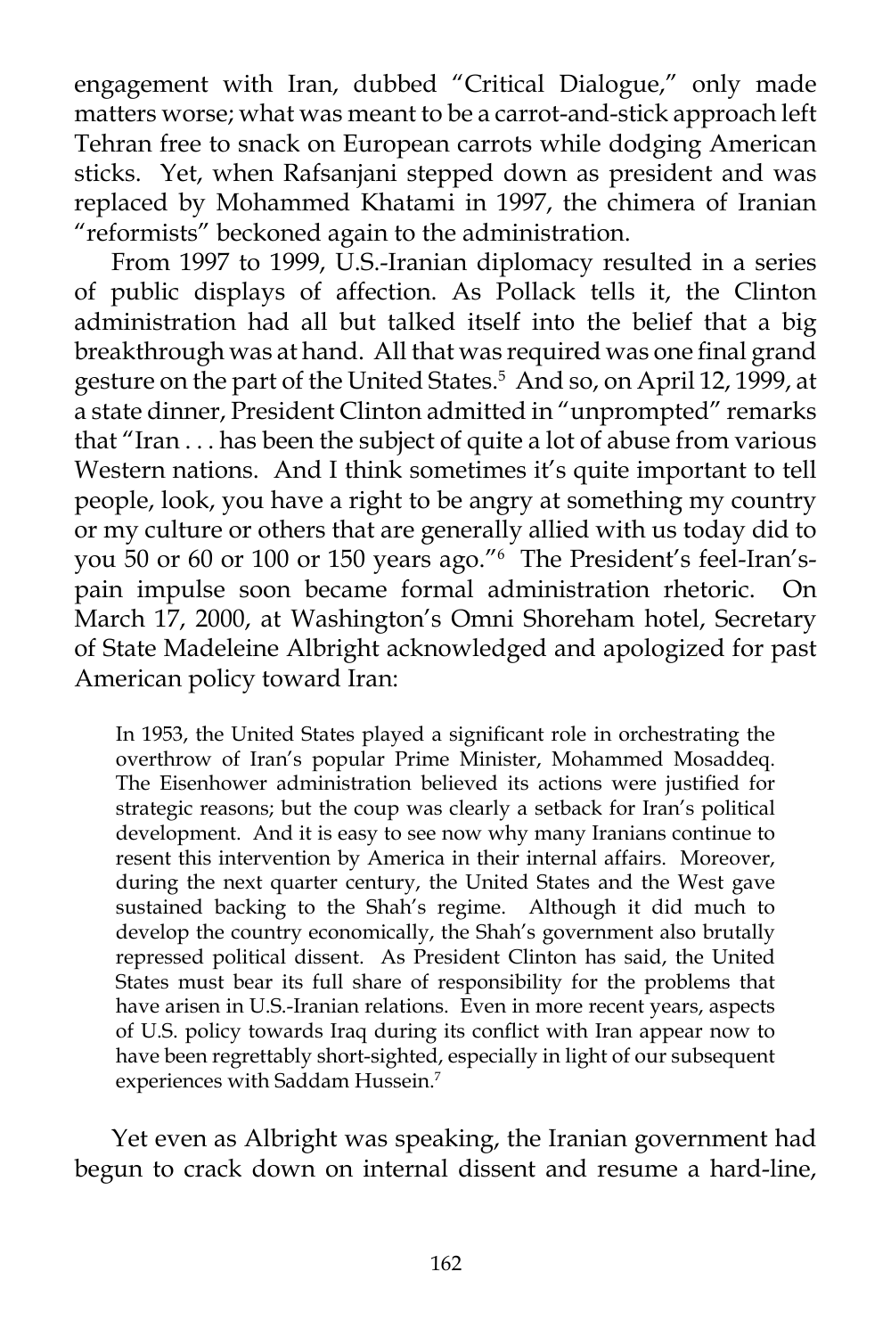engagement with Iran, dubbed "Critical Dialogue," only made matters worse; what was meant to be a carrot-and-stick approach left Tehran free to snack on European carrots while dodging American sticks. Yet, when Rafsanjani stepped down as president and was replaced by Mohammed Khatami in 1997, the chimera of Iranian "reformists" beckoned again to the administration.

From 1997 to 1999, U.S.-Iranian diplomacy resulted in a series of public displays of affection. As Pollack tells it, the Clinton administration had all but talked itself into the belief that a big breakthrough was at hand. All that was required was one final grand gesture on the part of the United States.[5] And so, on April 12, 1999, at a state dinner, President Clinton admitted in "unprompted" remarks that "Iran . . . has been the subject of quite a lot of abuse from various Western nations. And I think sometimes it's quite important to tell people, look, you have a right to be angry at something my country or my culture or others that are generally allied with us today did to you 50 or 60 or 100 or 150 years ago."[6] The President's feel-Iran's-pain impulse soon became formal administration rhetoric. On March 17, 2000, at Washington's Omni Shoreham hotel, Secretary of State Madeleine Albright acknowledged and apologized for past American policy toward Iran:

> In 1953, the United States played a significant role in orchestrating the overthrow of Iran's popular Prime Minister, Mohammed Mosaddeq. The Eisenhower administration believed its actions were justified for strategic reasons; but the coup was clearly a setback for Iran's political development. And it is easy to see now why many Iranians continue to resent this intervention by America in their internal affairs. Moreover, during the next quarter century, the United States and the West gave sustained backing to the Shah's regime. Although it did much to develop the country economically, the Shah's government also brutally repressed political dissent. As President Clinton has said, the United States must bear its full share of responsibility for the problems that have arisen in U.S.-Iranian relations. Even in more recent years, aspects of U.S. policy towards Iraq during its conflict with Iran appear now to have been regrettably short-sighted, especially in light of our subsequent experiences with Saddam Hussein.[7]

Yet even as Albright was speaking, the Iranian government had begun to crack down on internal dissent and resume a hard-line,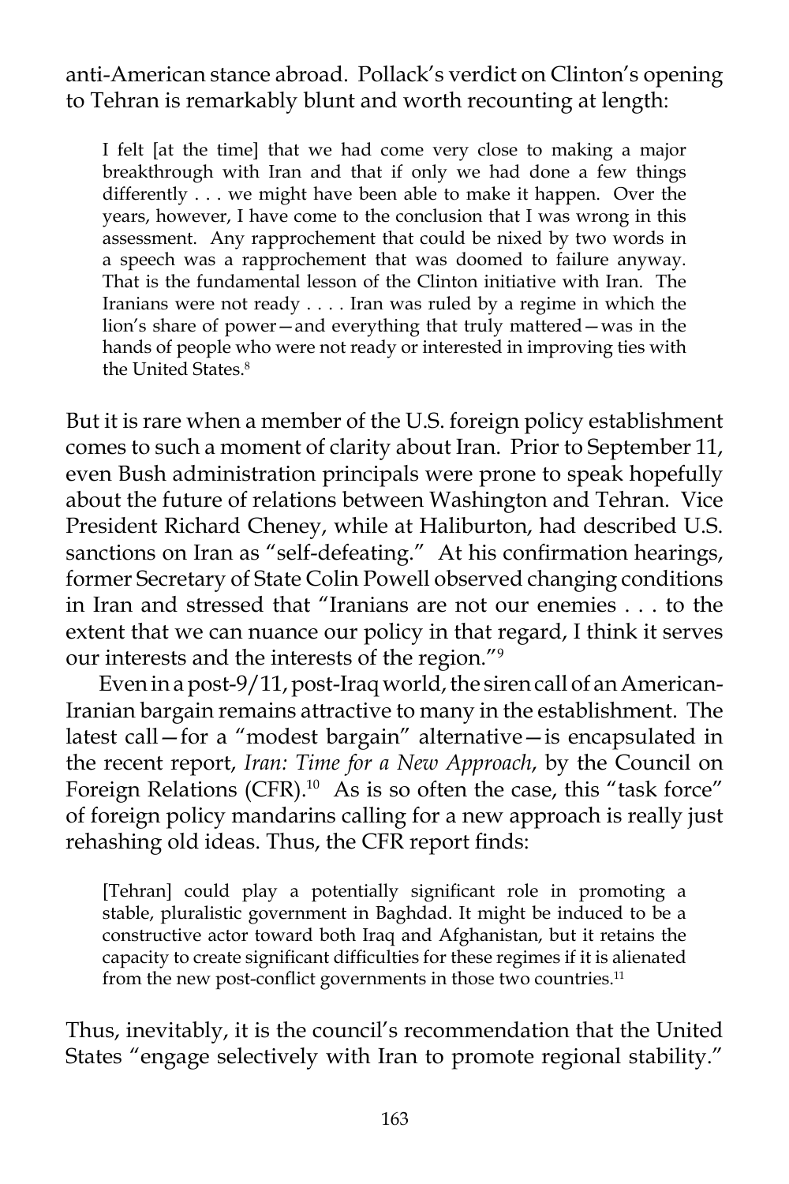anti-American stance abroad. Pollack's verdict on Clinton's opening to Tehran is remarkably blunt and worth recounting at length:

> I felt [at the time] that we had come very close to making a major breakthrough with Iran and that if only we had done a few things differently . . . we might have been able to make it happen. Over the years, however, I have come to the conclusion that I was wrong in this assessment. Any rapprochement that could be nixed by two words in a speech was a rapprochement that was doomed to failure anyway. That is the fundamental lesson of the Clinton initiative with Iran. The Iranians were not ready . . . . Iran was ruled by a regime in which the lion's share of power—and everything that truly mattered—was in the hands of people who were not ready or interested in improving ties with the United States.[8]

But it is rare when a member of the U.S. foreign policy establishment comes to such a moment of clarity about Iran. Prior to September 11, even Bush administration principals were prone to speak hopefully about the future of relations between Washington and Tehran. Vice President Richard Cheney, while at Haliburton, had described U.S. sanctions on Iran as "self-defeating." At his confirmation hearings, former Secretary of State Colin Powell observed changing conditions in Iran and stressed that "Iranians are not our enemies . . . to the extent that we can nuance our policy in that regard, I think it serves our interests and the interests of the region."[9]

Even in a post-9/11, post-Iraq world, the siren call of an American-Iranian bargain remains attractive to many in the establishment. The latest call—for a "modest bargain" alternative—is encapsulated in the recent report, *Iran: Time for a New Approach*, by the Council on Foreign Relations (CFR).[10] As is so often the case, this "task force" of foreign policy mandarins calling for a new approach is really just rehashing old ideas. Thus, the CFR report finds:

> [Tehran] could play a potentially significant role in promoting a stable, pluralistic government in Baghdad. It might be induced to be a constructive actor toward both Iraq and Afghanistan, but it retains the capacity to create significant difficulties for these regimes if it is alienated from the new post-conflict governments in those two countries.[11]

Thus, inevitably, it is the council's recommendation that the United States "engage selectively with Iran to promote regional stability."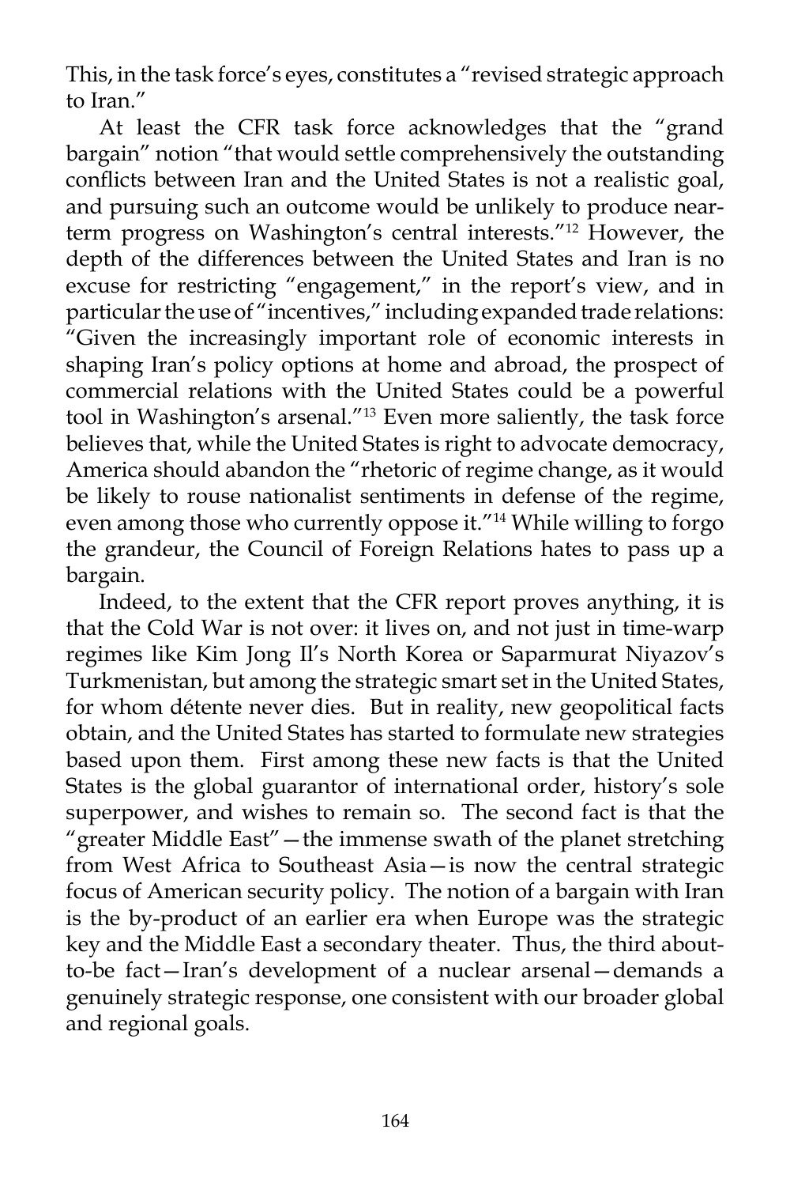This, in the task force's eyes, constitutes a "revised strategic approach to Iran."

At least the CFR task force acknowledges that the "grand bargain" notion "that would settle comprehensively the outstanding conflicts between Iran and the United States is not a realistic goal, and pursuing such an outcome would be unlikely to produce near-term progress on Washington's central interests."[12] However, the depth of the differences between the United States and Iran is no excuse for restricting "engagement," in the report's view, and in particular the use of "incentives," including expanded trade relations: "Given the increasingly important role of economic interests in shaping Iran's policy options at home and abroad, the prospect of commercial relations with the United States could be a powerful tool in Washington's arsenal."[13] Even more saliently, the task force believes that, while the United States is right to advocate democracy, America should abandon the "rhetoric of regime change, as it would be likely to rouse nationalist sentiments in defense of the regime, even among those who currently oppose it."[14] While willing to forgo the grandeur, the Council of Foreign Relations hates to pass up a bargain.

Indeed, to the extent that the CFR report proves anything, it is that the Cold War is not over: it lives on, and not just in time-warp regimes like Kim Jong Il's North Korea or Saparmurat Niyazov's Turkmenistan, but among the strategic smart set in the United States, for whom détente never dies. But in reality, new geopolitical facts obtain, and the United States has started to formulate new strategies based upon them. First among these new facts is that the United States is the global guarantor of international order, history's sole superpower, and wishes to remain so. The second fact is that the "greater Middle East"—the immense swath of the planet stretching from West Africa to Southeast Asia—is now the central strategic focus of American security policy. The notion of a bargain with Iran is the by-product of an earlier era when Europe was the strategic key and the Middle East a secondary theater. Thus, the third about-to-be fact—Iran's development of a nuclear arsenal—demands a genuinely strategic response, one consistent with our broader global and regional goals.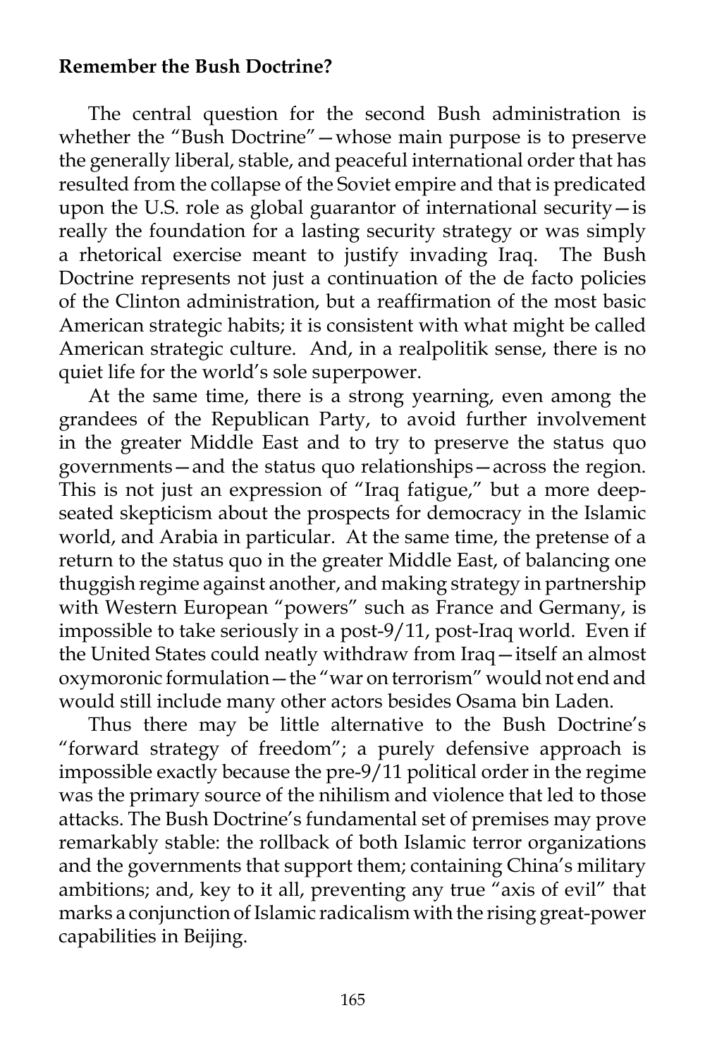**Remember the Bush Doctrine?**

The central question for the second Bush administration is whether the "Bush Doctrine"—whose main purpose is to preserve the generally liberal, stable, and peaceful international order that has resulted from the collapse of the Soviet empire and that is predicated upon the U.S. role as global guarantor of international security—is really the foundation for a lasting security strategy or was simply a rhetorical exercise meant to justify invading Iraq. The Bush Doctrine represents not just a continuation of the de facto policies of the Clinton administration, but a reaffirmation of the most basic American strategic habits; it is consistent with what might be called American strategic culture. And, in a realpolitik sense, there is no quiet life for the world's sole superpower.

At the same time, there is a strong yearning, even among the grandees of the Republican Party, to avoid further involvement in the greater Middle East and to try to preserve the status quo governments—and the status quo relationships—across the region. This is not just an expression of "Iraq fatigue," but a more deep-seated skepticism about the prospects for democracy in the Islamic world, and Arabia in particular. At the same time, the pretense of a return to the status quo in the greater Middle East, of balancing one thuggish regime against another, and making strategy in partnership with Western European "powers" such as France and Germany, is impossible to take seriously in a post-9/11, post-Iraq world. Even if the United States could neatly withdraw from Iraq—itself an almost oxymoronic formulation—the "war on terrorism" would not end and would still include many other actors besides Osama bin Laden.

Thus there may be little alternative to the Bush Doctrine's "forward strategy of freedom"; a purely defensive approach is impossible exactly because the pre-9/11 political order in the regime was the primary source of the nihilism and violence that led to those attacks. The Bush Doctrine's fundamental set of premises may prove remarkably stable: the rollback of both Islamic terror organizations and the governments that support them; containing China's military ambitions; and, key to it all, preventing any true "axis of evil" that marks a conjunction of Islamic radicalism with the rising great-power capabilities in Beijing.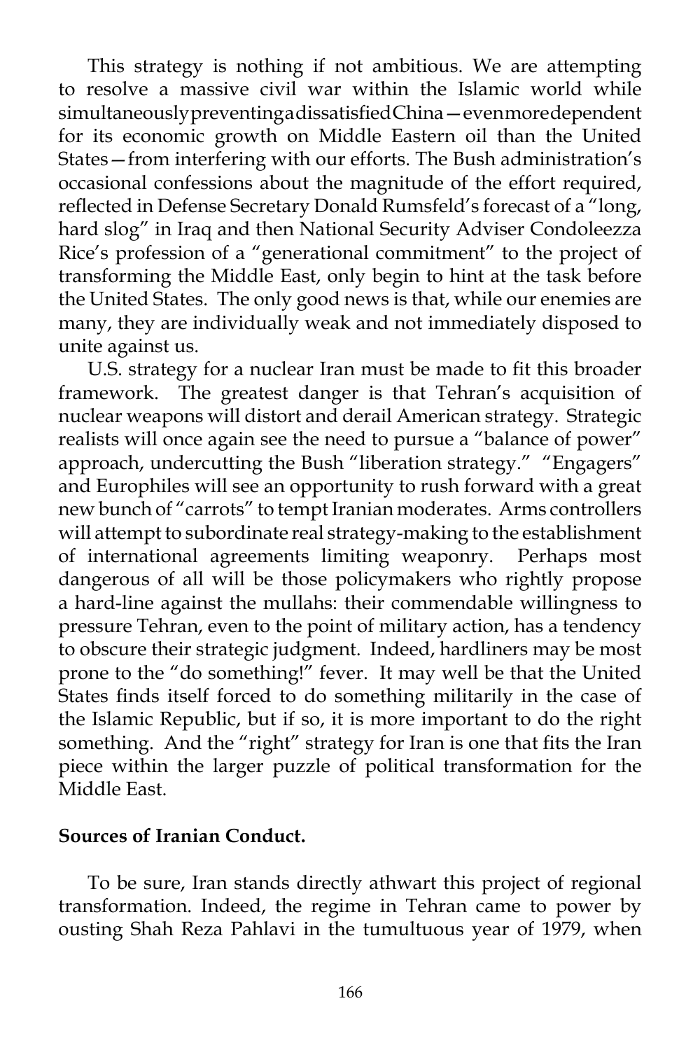This strategy is nothing if not ambitious. We are attempting to resolve a massive civil war within the Islamic world while simultaneously preventing a dissatisfied China—even more dependent for its economic growth on Middle Eastern oil than the United States—from interfering with our efforts. The Bush administration's occasional confessions about the magnitude of the effort required, reflected in Defense Secretary Donald Rumsfeld's forecast of a "long, hard slog" in Iraq and then National Security Adviser Condoleezza Rice's profession of a "generational commitment" to the project of transforming the Middle East, only begin to hint at the task before the United States. The only good news is that, while our enemies are many, they are individually weak and not immediately disposed to unite against us.

U.S. strategy for a nuclear Iran must be made to fit this broader framework. The greatest danger is that Tehran's acquisition of nuclear weapons will distort and derail American strategy. Strategic realists will once again see the need to pursue a "balance of power" approach, undercutting the Bush "liberation strategy." "Engagers" and Europhiles will see an opportunity to rush forward with a great new bunch of "carrots" to tempt Iranian moderates. Arms controllers will attempt to subordinate real strategy-making to the establishment of international agreements limiting weaponry. Perhaps most dangerous of all will be those policymakers who rightly propose a hard-line against the mullahs: their commendable willingness to pressure Tehran, even to the point of military action, has a tendency to obscure their strategic judgment. Indeed, hardliners may be most prone to the "do something!" fever. It may well be that the United States finds itself forced to do something militarily in the case of the Islamic Republic, but if so, it is more important to do the right something. And the "right" strategy for Iran is one that fits the Iran piece within the larger puzzle of political transformation for the Middle East.

**Sources of Iranian Conduct.**

To be sure, Iran stands directly athwart this project of regional transformation. Indeed, the regime in Tehran came to power by ousting Shah Reza Pahlavi in the tumultuous year of 1979, when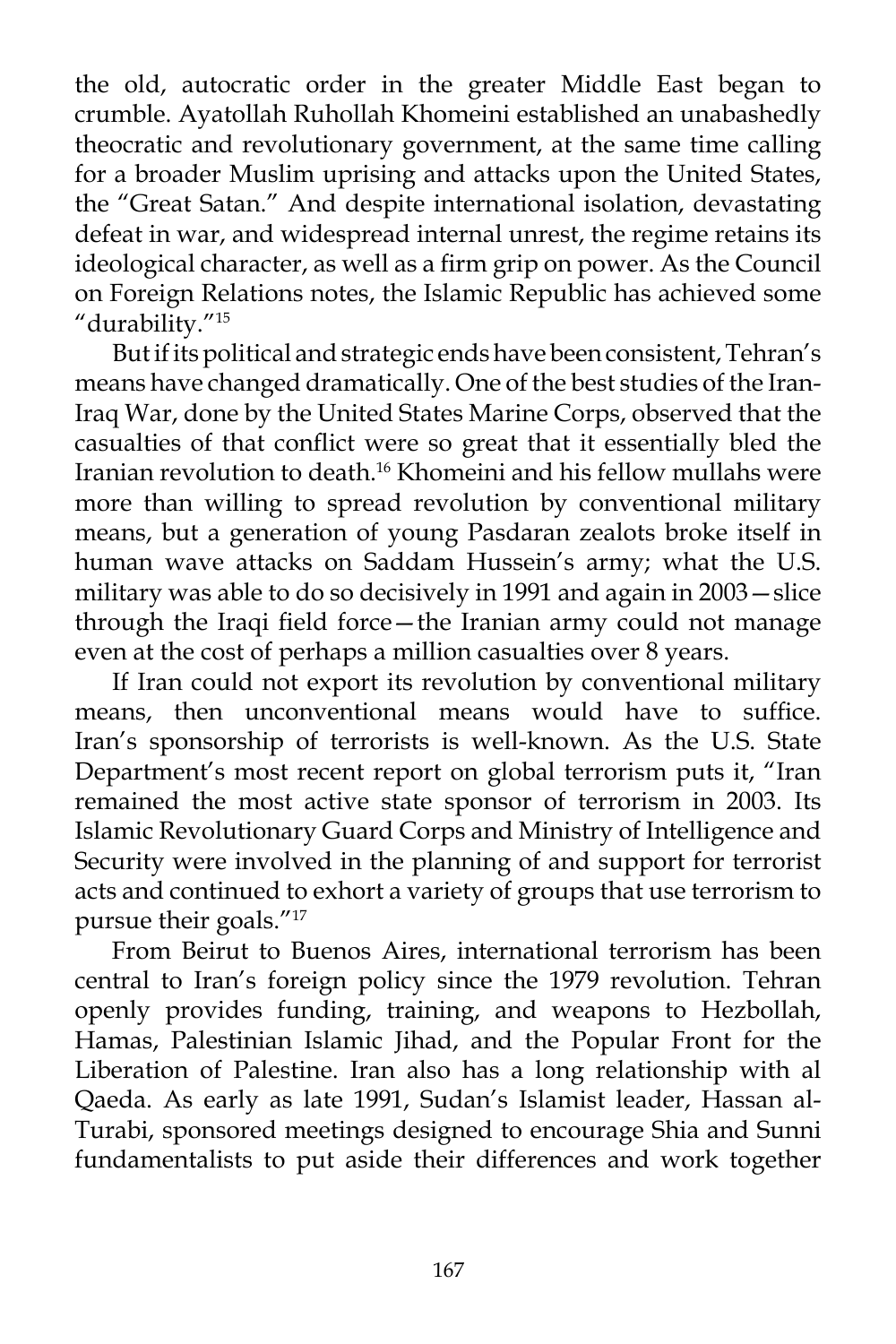the old, autocratic order in the greater Middle East began to crumble. Ayatollah Ruhollah Khomeini established an unabashedly theocratic and revolutionary government, at the same time calling for a broader Muslim uprising and attacks upon the United States, the "Great Satan." And despite international isolation, devastating defeat in war, and widespread internal unrest, the regime retains its ideological character, as well as a firm grip on power. As the Council on Foreign Relations notes, the Islamic Republic has achieved some "durability."[15]

But if its political and strategic ends have been consistent, Tehran's means have changed dramatically. One of the best studies of the Iran-Iraq War, done by the United States Marine Corps, observed that the casualties of that conflict were so great that it essentially bled the Iranian revolution to death.[16] Khomeini and his fellow mullahs were more than willing to spread revolution by conventional military means, but a generation of young Pasdaran zealots broke itself in human wave attacks on Saddam Hussein's army; what the U.S. military was able to do so decisively in 1991 and again in 2003—slice through the Iraqi field force—the Iranian army could not manage even at the cost of perhaps a million casualties over 8 years.

If Iran could not export its revolution by conventional military means, then unconventional means would have to suffice. Iran's sponsorship of terrorists is well-known. As the U.S. State Department's most recent report on global terrorism puts it, "Iran remained the most active state sponsor of terrorism in 2003. Its Islamic Revolutionary Guard Corps and Ministry of Intelligence and Security were involved in the planning of and support for terrorist acts and continued to exhort a variety of groups that use terrorism to pursue their goals."[17]

From Beirut to Buenos Aires, international terrorism has been central to Iran's foreign policy since the 1979 revolution. Tehran openly provides funding, training, and weapons to Hezbollah, Hamas, Palestinian Islamic Jihad, and the Popular Front for the Liberation of Palestine. Iran also has a long relationship with al Qaeda. As early as late 1991, Sudan's Islamist leader, Hassan al-Turabi, sponsored meetings designed to encourage Shia and Sunni fundamentalists to put aside their differences and work together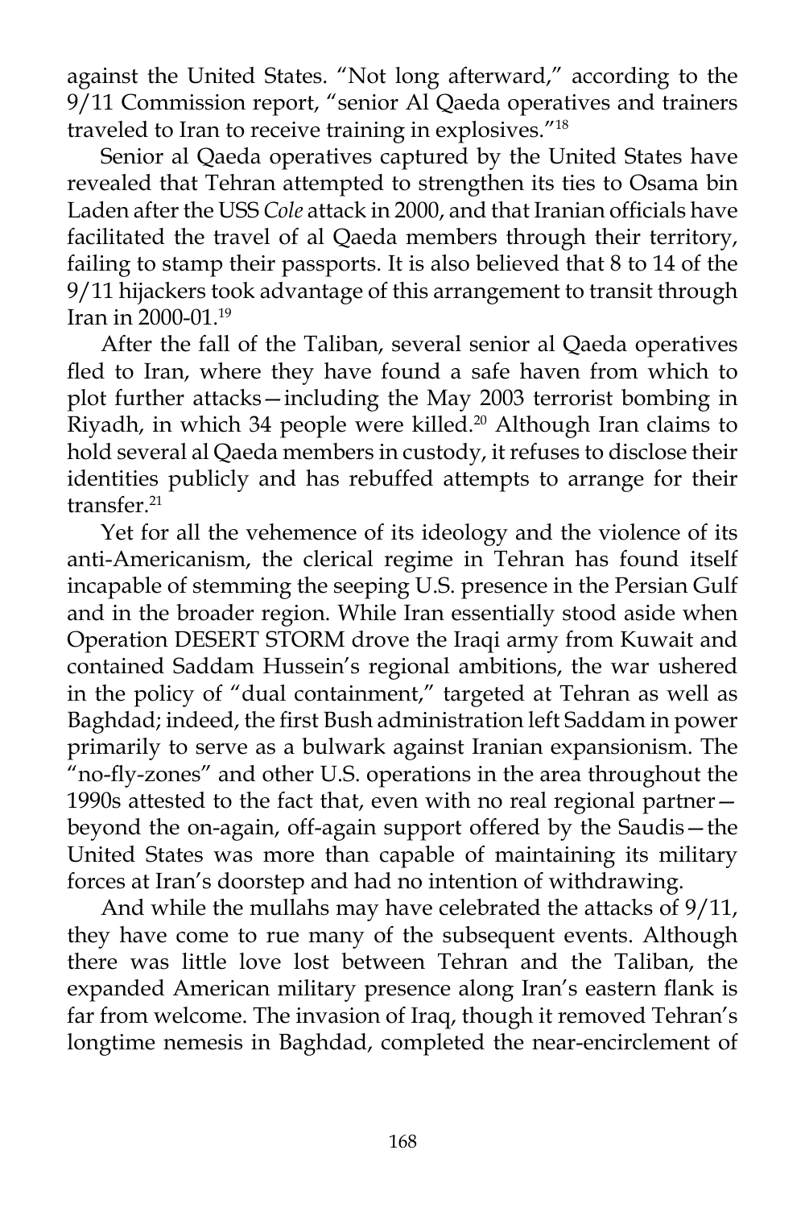against the United States. "Not long afterward," according to the 9/11 Commission report, "senior Al Qaeda operatives and trainers traveled to Iran to receive training in explosives."[18]

Senior al Qaeda operatives captured by the United States have revealed that Tehran attempted to strengthen its ties to Osama bin Laden after the USS *Cole* attack in 2000, and that Iranian officials have facilitated the travel of al Qaeda members through their territory, failing to stamp their passports. It is also believed that 8 to 14 of the 9/11 hijackers took advantage of this arrangement to transit through Iran in 2000-01.[19]

After the fall of the Taliban, several senior al Qaeda operatives fled to Iran, where they have found a safe haven from which to plot further attacks—including the May 2003 terrorist bombing in Riyadh, in which 34 people were killed.[20] Although Iran claims to hold several al Qaeda members in custody, it refuses to disclose their identities publicly and has rebuffed attempts to arrange for their transfer.[21]

Yet for all the vehemence of its ideology and the violence of its anti-Americanism, the clerical regime in Tehran has found itself incapable of stemming the seeping U.S. presence in the Persian Gulf and in the broader region. While Iran essentially stood aside when Operation DESERT STORM drove the Iraqi army from Kuwait and contained Saddam Hussein's regional ambitions, the war ushered in the policy of "dual containment," targeted at Tehran as well as Baghdad; indeed, the first Bush administration left Saddam in power primarily to serve as a bulwark against Iranian expansionism. The "no-fly-zones" and other U.S. operations in the area throughout the 1990s attested to the fact that, even with no real regional partner—beyond the on-again, off-again support offered by the Saudis—the United States was more than capable of maintaining its military forces at Iran's doorstep and had no intention of withdrawing.

And while the mullahs may have celebrated the attacks of 9/11, they have come to rue many of the subsequent events. Although there was little love lost between Tehran and the Taliban, the expanded American military presence along Iran's eastern flank is far from welcome. The invasion of Iraq, though it removed Tehran's longtime nemesis in Baghdad, completed the near-encirclement of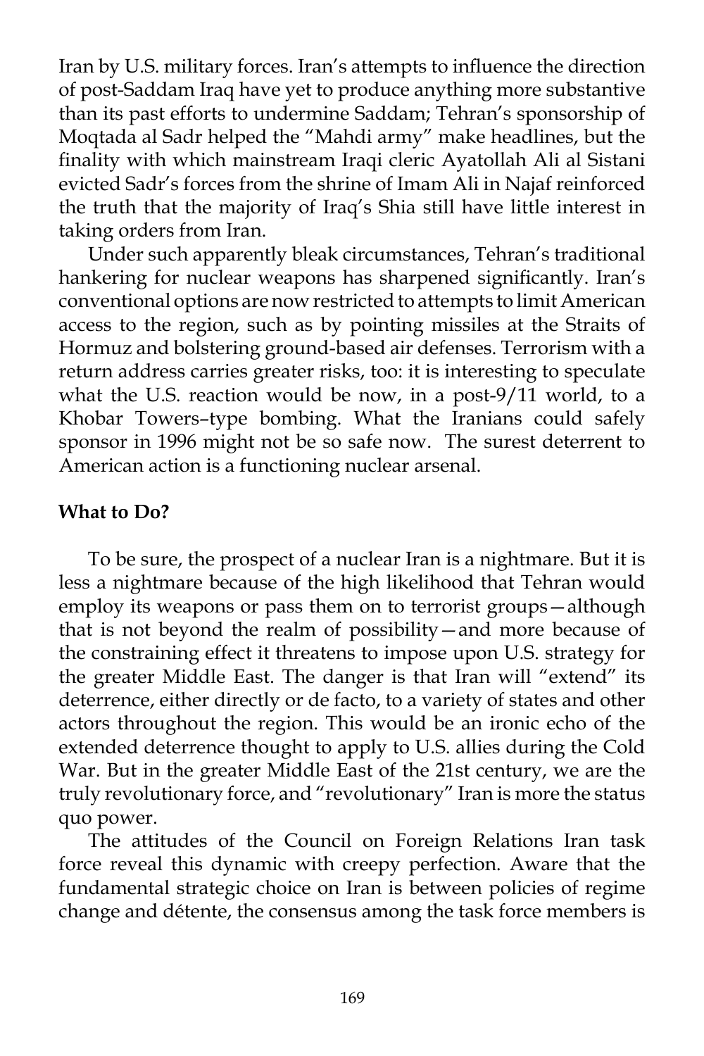Iran by U.S. military forces. Iran's attempts to influence the direction of post-Saddam Iraq have yet to produce anything more substantive than its past efforts to undermine Saddam; Tehran's sponsorship of Moqtada al Sadr helped the "Mahdi army" make headlines, but the finality with which mainstream Iraqi cleric Ayatollah Ali al Sistani evicted Sadr's forces from the shrine of Imam Ali in Najaf reinforced the truth that the majority of Iraq's Shia still have little interest in taking orders from Iran.

Under such apparently bleak circumstances, Tehran's traditional hankering for nuclear weapons has sharpened significantly. Iran's conventional options are now restricted to attempts to limit American access to the region, such as by pointing missiles at the Straits of Hormuz and bolstering ground-based air defenses. Terrorism with a return address carries greater risks, too: it is interesting to speculate what the U.S. reaction would be now, in a post-9/11 world, to a Khobar Towers–type bombing. What the Iranians could safely sponsor in 1996 might not be so safe now. The surest deterrent to American action is a functioning nuclear arsenal.

**What to Do?**

To be sure, the prospect of a nuclear Iran is a nightmare. But it is less a nightmare because of the high likelihood that Tehran would employ its weapons or pass them on to terrorist groups—although that is not beyond the realm of possibility—and more because of the constraining effect it threatens to impose upon U.S. strategy for the greater Middle East. The danger is that Iran will "extend" its deterrence, either directly or de facto, to a variety of states and other actors throughout the region. This would be an ironic echo of the extended deterrence thought to apply to U.S. allies during the Cold War. But in the greater Middle East of the 21st century, we are the truly revolutionary force, and "revolutionary" Iran is more the status quo power.

The attitudes of the Council on Foreign Relations Iran task force reveal this dynamic with creepy perfection. Aware that the fundamental strategic choice on Iran is between policies of regime change and détente, the consensus among the task force members is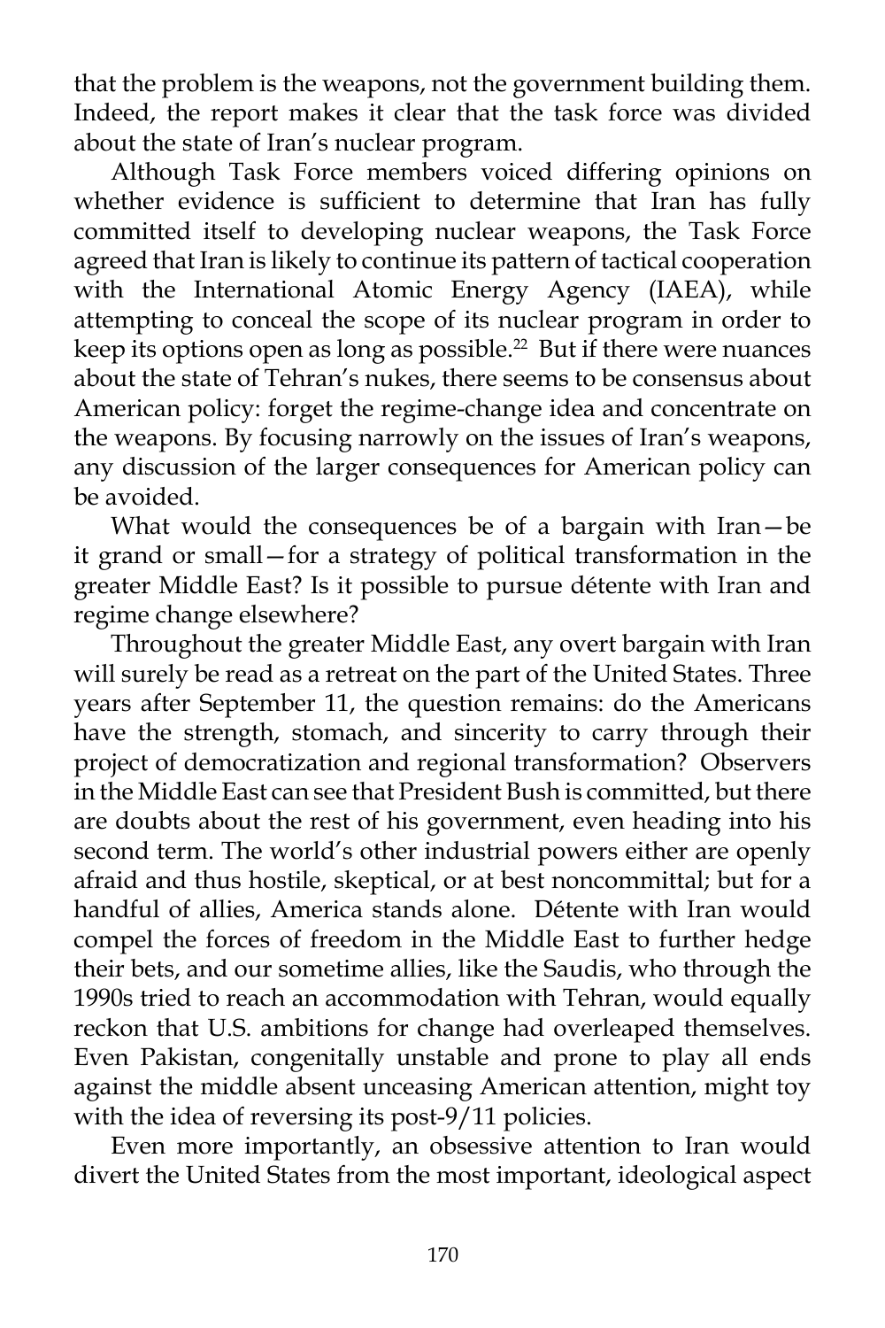that the problem is the weapons, not the government building them. Indeed, the report makes it clear that the task force was divided about the state of Iran's nuclear program.

Although Task Force members voiced differing opinions on whether evidence is sufficient to determine that Iran has fully committed itself to developing nuclear weapons, the Task Force agreed that Iran is likely to continue its pattern of tactical cooperation with the International Atomic Energy Agency (IAEA), while attempting to conceal the scope of its nuclear program in order to keep its options open as long as possible.[22] But if there were nuances about the state of Tehran's nukes, there seems to be consensus about American policy: forget the regime-change idea and concentrate on the weapons. By focusing narrowly on the issues of Iran's weapons, any discussion of the larger consequences for American policy can be avoided.

What would the consequences be of a bargain with Iran—be it grand or small—for a strategy of political transformation in the greater Middle East? Is it possible to pursue détente with Iran and regime change elsewhere?

Throughout the greater Middle East, any overt bargain with Iran will surely be read as a retreat on the part of the United States. Three years after September 11, the question remains: do the Americans have the strength, stomach, and sincerity to carry through their project of democratization and regional transformation? Observers in the Middle East can see that President Bush is committed, but there are doubts about the rest of his government, even heading into his second term. The world's other industrial powers either are openly afraid and thus hostile, skeptical, or at best noncommittal; but for a handful of allies, America stands alone. Détente with Iran would compel the forces of freedom in the Middle East to further hedge their bets, and our sometime allies, like the Saudis, who through the 1990s tried to reach an accommodation with Tehran, would equally reckon that U.S. ambitions for change had overleaped themselves. Even Pakistan, congenitally unstable and prone to play all ends against the middle absent unceasing American attention, might toy with the idea of reversing its post-9/11 policies.

Even more importantly, an obsessive attention to Iran would divert the United States from the most important, ideological aspect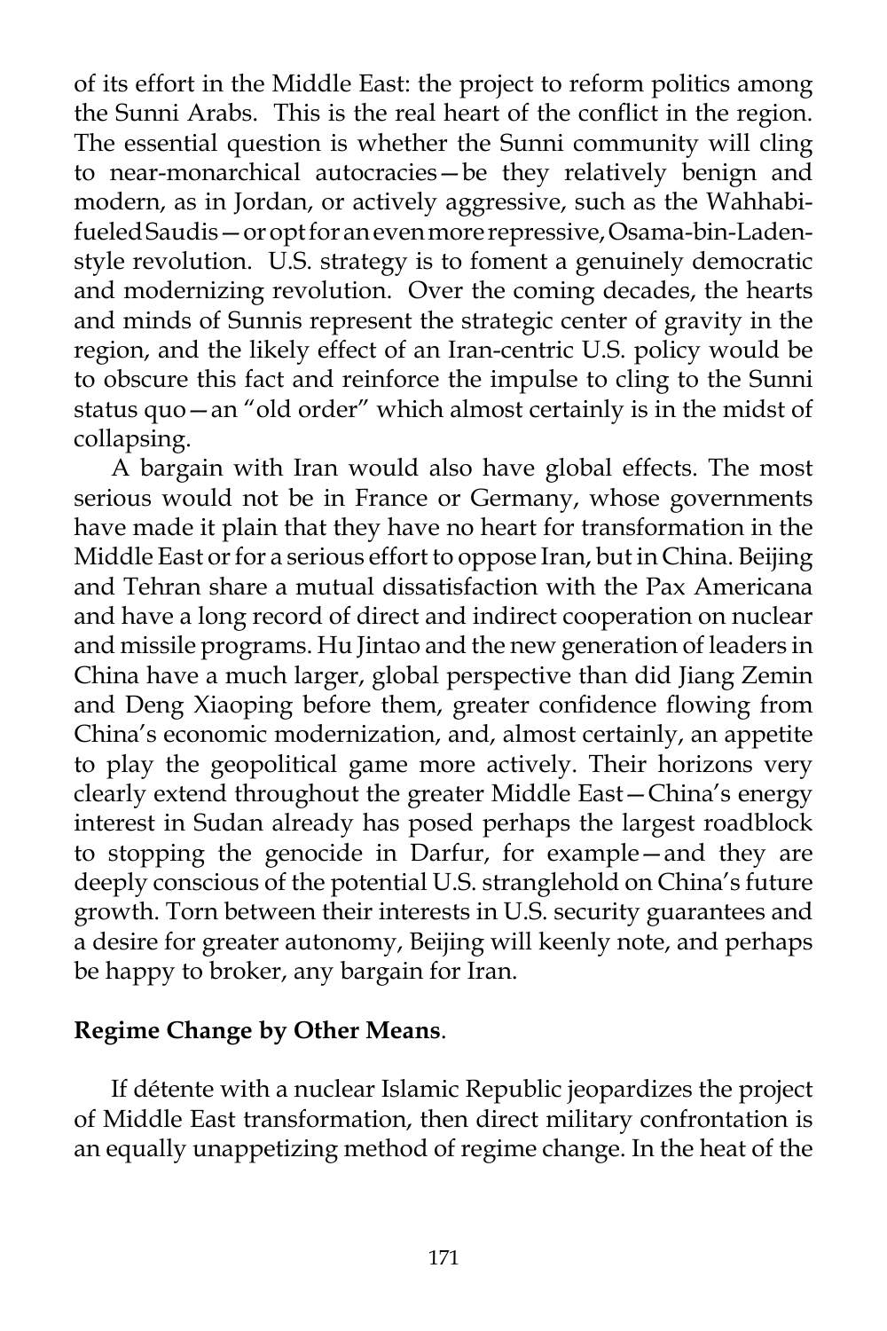of its effort in the Middle East: the project to reform politics among the Sunni Arabs. This is the real heart of the conflict in the region. The essential question is whether the Sunni community will cling to near-monarchical autocracies—be they relatively benign and modern, as in Jordan, or actively aggressive, such as the Wahhabi-fueled Saudis—or opt for an even more repressive, Osama-bin-Laden-style revolution. U.S. strategy is to foment a genuinely democratic and modernizing revolution. Over the coming decades, the hearts and minds of Sunnis represent the strategic center of gravity in the region, and the likely effect of an Iran-centric U.S. policy would be to obscure this fact and reinforce the impulse to cling to the Sunni status quo—an "old order" which almost certainly is in the midst of collapsing.

A bargain with Iran would also have global effects. The most serious would not be in France or Germany, whose governments have made it plain that they have no heart for transformation in the Middle East or for a serious effort to oppose Iran, but in China. Beijing and Tehran share a mutual dissatisfaction with the Pax Americana and have a long record of direct and indirect cooperation on nuclear and missile programs. Hu Jintao and the new generation of leaders in China have a much larger, global perspective than did Jiang Zemin and Deng Xiaoping before them, greater confidence flowing from China's economic modernization, and, almost certainly, an appetite to play the geopolitical game more actively. Their horizons very clearly extend throughout the greater Middle East—China's energy interest in Sudan already has posed perhaps the largest roadblock to stopping the genocide in Darfur, for example—and they are deeply conscious of the potential U.S. stranglehold on China's future growth. Torn between their interests in U.S. security guarantees and a desire for greater autonomy, Beijing will keenly note, and perhaps be happy to broker, any bargain for Iran.

**Regime Change by Other Means**.

If détente with a nuclear Islamic Republic jeopardizes the project of Middle East transformation, then direct military confrontation is an equally unappetizing method of regime change. In the heat of the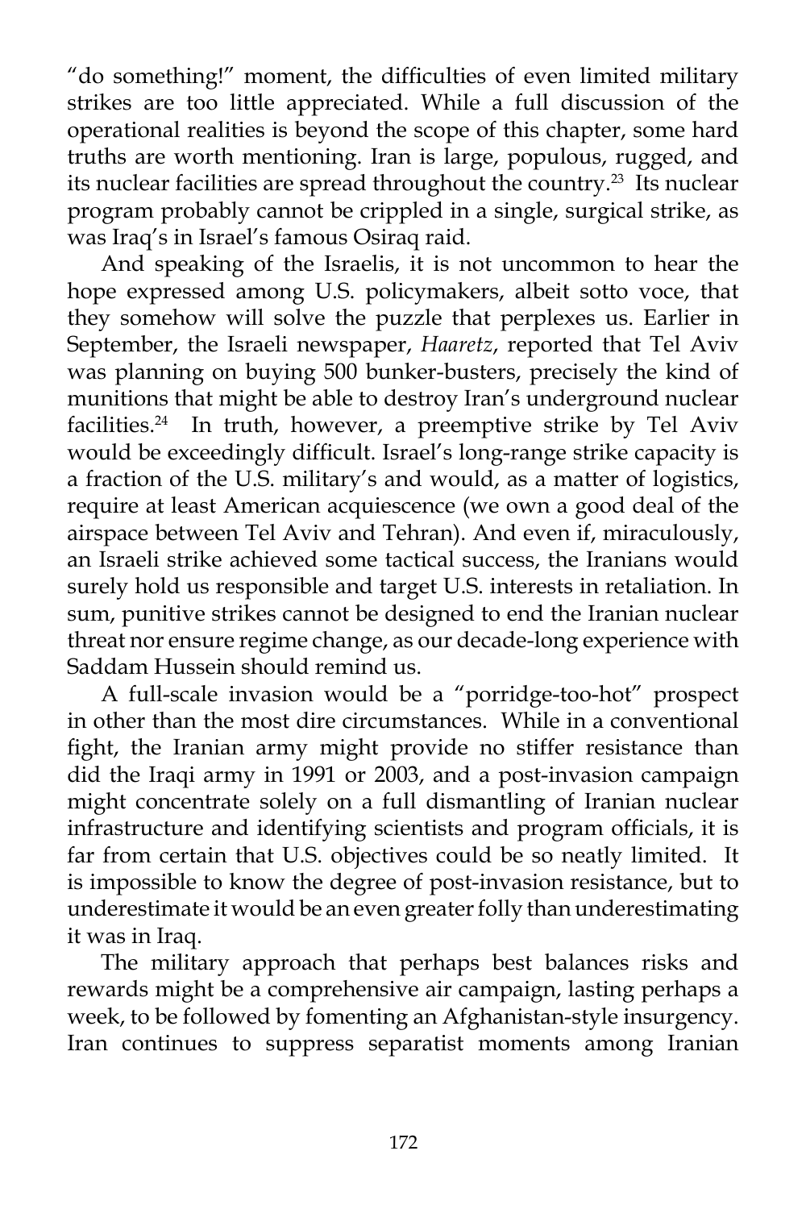"do something!" moment, the difficulties of even limited military strikes are too little appreciated. While a full discussion of the operational realities is beyond the scope of this chapter, some hard truths are worth mentioning. Iran is large, populous, rugged, and its nuclear facilities are spread throughout the country.[23] Its nuclear program probably cannot be crippled in a single, surgical strike, as was Iraq's in Israel's famous Osiraq raid.

And speaking of the Israelis, it is not uncommon to hear the hope expressed among U.S. policymakers, albeit sotto voce, that they somehow will solve the puzzle that perplexes us. Earlier in September, the Israeli newspaper, *Haaretz*, reported that Tel Aviv was planning on buying 500 bunker-busters, precisely the kind of munitions that might be able to destroy Iran's underground nuclear facilities.[24] In truth, however, a preemptive strike by Tel Aviv would be exceedingly difficult. Israel's long-range strike capacity is a fraction of the U.S. military's and would, as a matter of logistics, require at least American acquiescence (we own a good deal of the airspace between Tel Aviv and Tehran). And even if, miraculously, an Israeli strike achieved some tactical success, the Iranians would surely hold us responsible and target U.S. interests in retaliation. In sum, punitive strikes cannot be designed to end the Iranian nuclear threat nor ensure regime change, as our decade-long experience with Saddam Hussein should remind us.

A full-scale invasion would be a "porridge-too-hot" prospect in other than the most dire circumstances. While in a conventional fight, the Iranian army might provide no stiffer resistance than did the Iraqi army in 1991 or 2003, and a post-invasion campaign might concentrate solely on a full dismantling of Iranian nuclear infrastructure and identifying scientists and program officials, it is far from certain that U.S. objectives could be so neatly limited. It is impossible to know the degree of post-invasion resistance, but to underestimate it would be an even greater folly than underestimating it was in Iraq.

The military approach that perhaps best balances risks and rewards might be a comprehensive air campaign, lasting perhaps a week, to be followed by fomenting an Afghanistan-style insurgency. Iran continues to suppress separatist moments among Iranian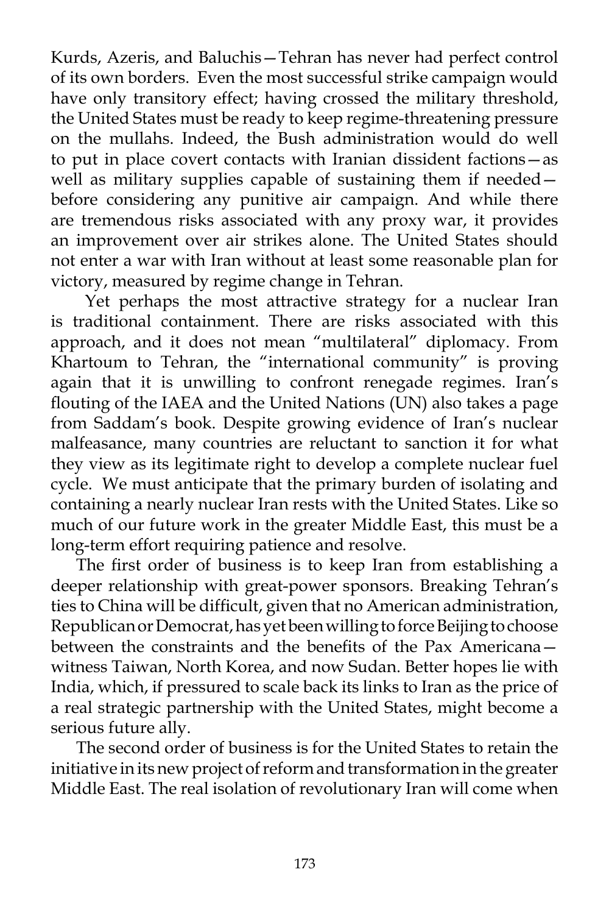Kurds, Azeris, and Baluchis—Tehran has never had perfect control of its own borders. Even the most successful strike campaign would have only transitory effect; having crossed the military threshold, the United States must be ready to keep regime-threatening pressure on the mullahs. Indeed, the Bush administration would do well to put in place covert contacts with Iranian dissident factions—as well as military supplies capable of sustaining them if needed—before considering any punitive air campaign. And while there are tremendous risks associated with any proxy war, it provides an improvement over air strikes alone. The United States should not enter a war with Iran without at least some reasonable plan for victory, measured by regime change in Tehran.

Yet perhaps the most attractive strategy for a nuclear Iran is traditional containment. There are risks associated with this approach, and it does not mean "multilateral" diplomacy. From Khartoum to Tehran, the "international community" is proving again that it is unwilling to confront renegade regimes. Iran's flouting of the IAEA and the United Nations (UN) also takes a page from Saddam's book. Despite growing evidence of Iran's nuclear malfeasance, many countries are reluctant to sanction it for what they view as its legitimate right to develop a complete nuclear fuel cycle. We must anticipate that the primary burden of isolating and containing a nearly nuclear Iran rests with the United States. Like so much of our future work in the greater Middle East, this must be a long-term effort requiring patience and resolve.

The first order of business is to keep Iran from establishing a deeper relationship with great-power sponsors. Breaking Tehran's ties to China will be difficult, given that no American administration, Republican or Democrat, has yet been willing to force Beijing to choose between the constraints and the benefits of the Pax Americana—witness Taiwan, North Korea, and now Sudan. Better hopes lie with India, which, if pressured to scale back its links to Iran as the price of a real strategic partnership with the United States, might become a serious future ally.

The second order of business is for the United States to retain the initiative in its new project of reform and transformation in the greater Middle East. The real isolation of revolutionary Iran will come when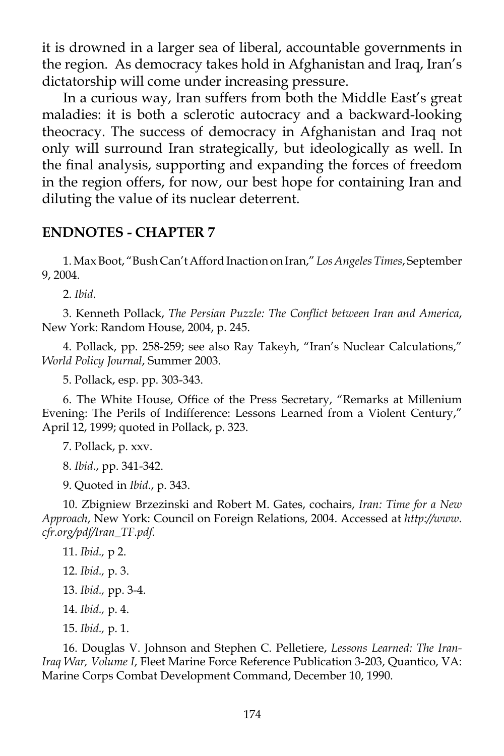it is drowned in a larger sea of liberal, accountable governments in the region. As democracy takes hold in Afghanistan and Iraq, Iran's dictatorship will come under increasing pressure.

In a curious way, Iran suffers from both the Middle East's great maladies: it is both a sclerotic autocracy and a backward-looking theocracy. The success of democracy in Afghanistan and Iraq not only will surround Iran strategically, but ideologically as well. In the final analysis, supporting and expanding the forces of freedom in the region offers, for now, our best hope for containing Iran and diluting the value of its nuclear deterrent.

## ENDNOTES - CHAPTER 7

1. Max Boot, "Bush Can't Afford Inaction on Iran," *Los Angeles Times*, September 9, 2004.

2. *Ibid*.

3. Kenneth Pollack, *The Persian Puzzle: The Conflict between Iran and America*, New York: Random House, 2004, p. 245.

4. Pollack, pp. 258-259; see also Ray Takeyh, "Iran's Nuclear Calculations," *World Policy Journal*, Summer 2003.

5. Pollack, esp. pp. 303-343.

6. The White House, Office of the Press Secretary, "Remarks at Millenium Evening: The Perils of Indifference: Lessons Learned from a Violent Century," April 12, 1999; quoted in Pollack, p. 323.

7. Pollack, p. xxv.

8. *Ibid*., pp. 341-342.

9. Quoted in *Ibid*., p. 343.

10. Zbigniew Brzezinski and Robert M. Gates, cochairs, *Iran: Time for a New Approach*, New York: Council on Foreign Relations, 2004. Accessed at *http://www.cfr.org/pdf/Iran_TF.pdf*.

11. *Ibid.,* p 2.

12. *Ibid.,* p. 3.

13. *Ibid.,* pp. 3-4.

14. *Ibid.,* p. 4.

15. *Ibid.,* p. 1.

16. Douglas V. Johnson and Stephen C. Pelletiere, *Lessons Learned: The Iran-Iraq War, Volume I*, Fleet Marine Force Reference Publication 3-203, Quantico, VA: Marine Corps Combat Development Command, December 10, 1990.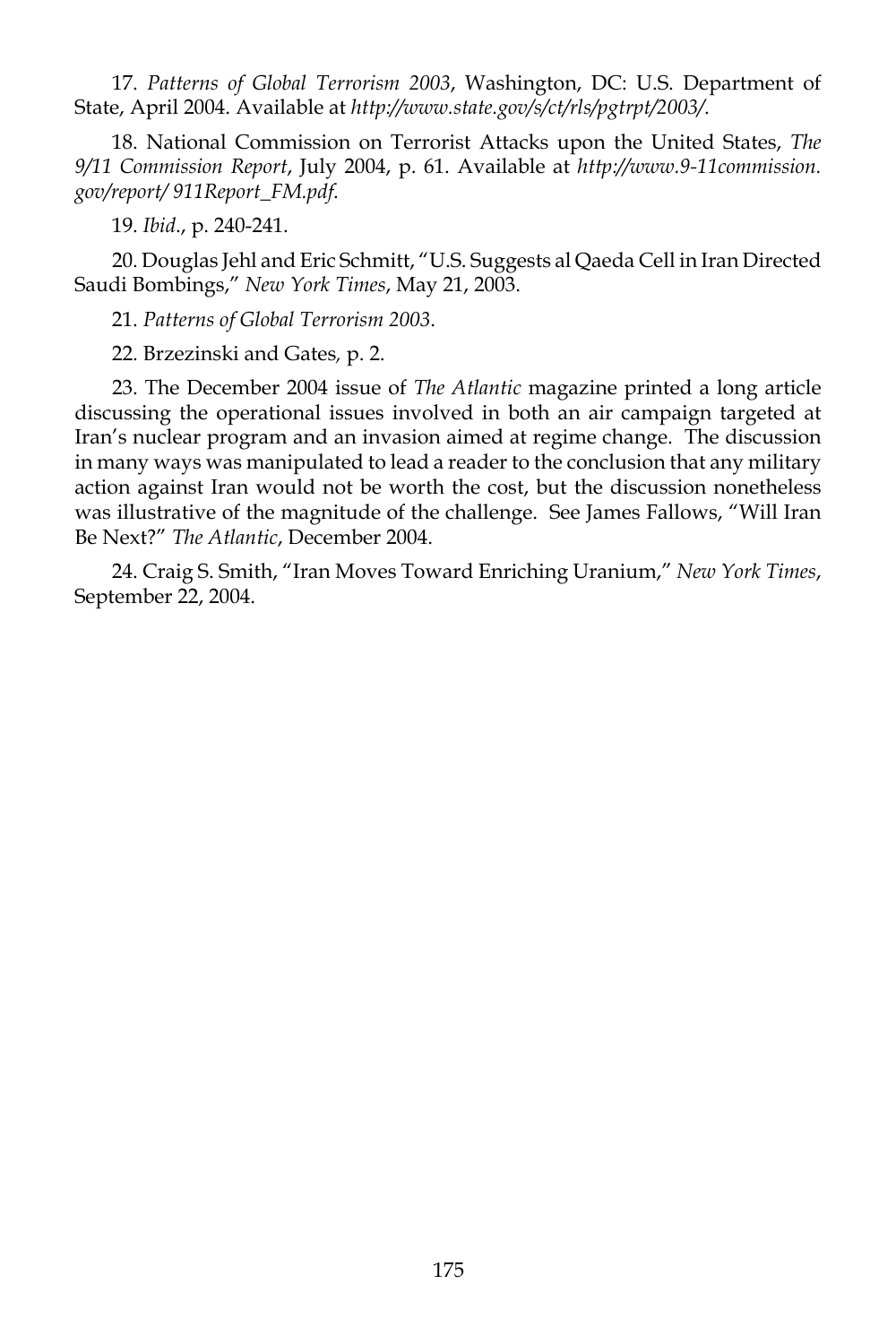17. *Patterns of Global Terrorism 2003*, Washington, DC: U.S. Department of State, April 2004. Available at *http://www.state.gov/s/ct/rls/pgtrpt/2003/*.

18. National Commission on Terrorist Attacks upon the United States, *The 9/11 Commission Report*, July 2004, p. 61. Available at *http://www.9-11commission.gov/report/ 911Report_FM.pdf*.

19. *Ibid*., p. 240-241.

20. Douglas Jehl and Eric Schmitt, "U.S. Suggests al Qaeda Cell in Iran Directed Saudi Bombings," *New York Times*, May 21, 2003.

21. *Patterns of Global Terrorism 2003*.

22. Brzezinski and Gates*,* p. 2.

23. The December 2004 issue of *The Atlantic* magazine printed a long article discussing the operational issues involved in both an air campaign targeted at Iran's nuclear program and an invasion aimed at regime change. The discussion in many ways was manipulated to lead a reader to the conclusion that any military action against Iran would not be worth the cost, but the discussion nonetheless was illustrative of the magnitude of the challenge. See James Fallows, "Will Iran Be Next?" *The Atlantic*, December 2004.

24. Craig S. Smith, "Iran Moves Toward Enriching Uranium," *New York Times*, September 22, 2004.